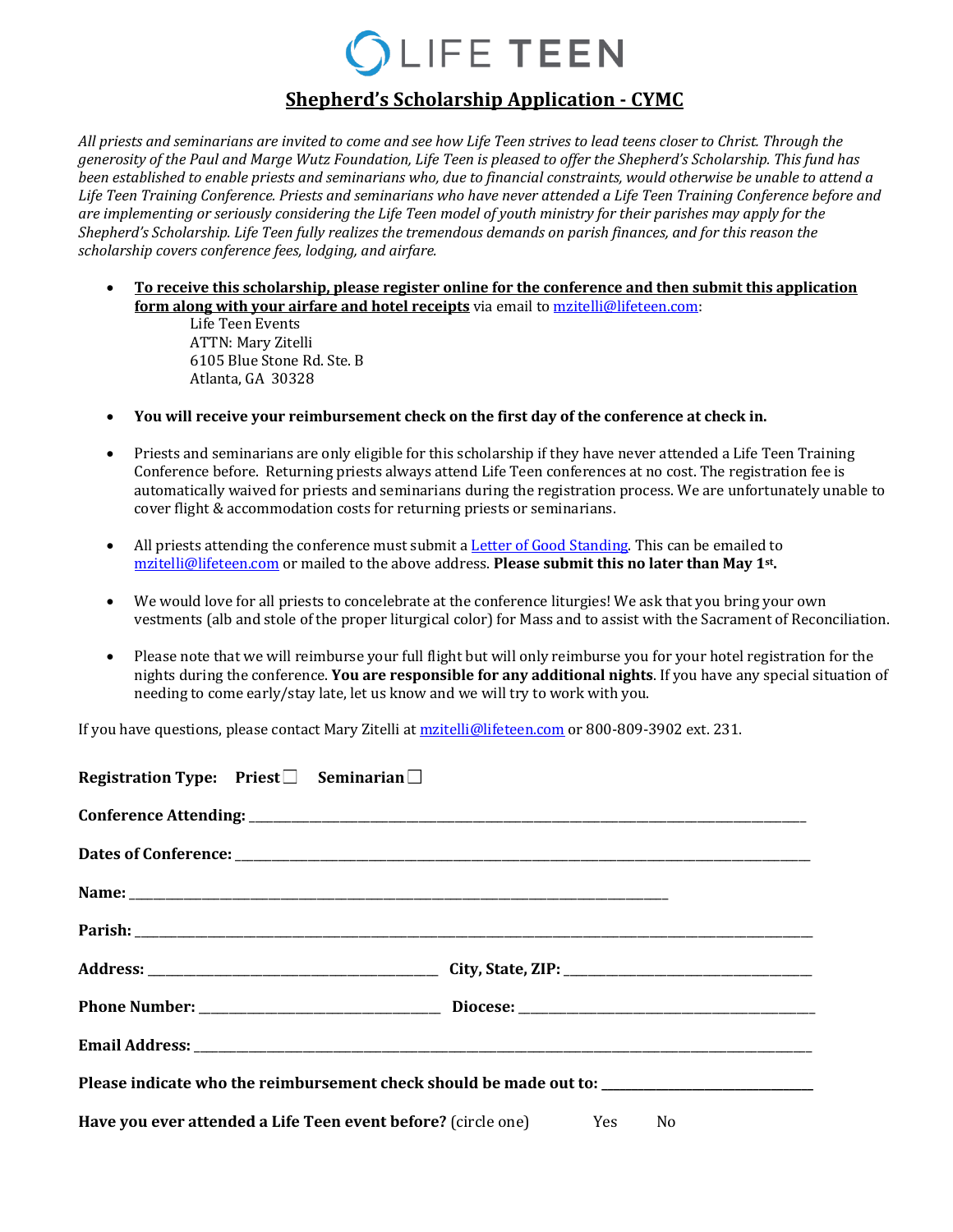# LIFE TEEN

## Shepherd's Scholarship Application - CYMC

*All priests and seminarians are invited to come and see how Life Teen strives to lead teens closer to Christ. Through the generosity of the Paul and Marge Wutz Foundation, Life Teen is pleased to offer the Shepherd's Scholarship. This fund has been established to enable priests and seminarians who, due to financial constraints, would otherwise be unable to attend a Life Teen Training Conference. Priests and seminarians who have never attended a Life Teen Training Conference before and are implementing or seriously considering the Life Teen model of youth ministry for their parishes may apply for the Shepherd's Scholarship. Life Teen fully realizes the tremendous demands on parish finances, and for this reason the scholarship covers conference fees, lodging, and airfare.*

- **To receive this scholarship, please register online for the conference and then submit this application form along with your airfare and hotel receipts** via email to mzitelli@lifeteen.com:

  Life Teen Events
  ATTN: Mary Zitelli
  6105 Blue Stone Rd. Ste. B
  Atlanta, GA 30328

- **You will receive your reimbursement check on the first day of the conference at check in.**

- Priests and seminarians are only eligible for this scholarship if they have never attended a Life Teen Training Conference before. Returning priests always attend Life Teen conferences at no cost. The registration fee is automatically waived for priests and seminarians during the registration process. We are unfortunately unable to cover flight & accommodation costs for returning priests or seminarians.

- All priests attending the conference must submit a Letter of Good Standing. This can be emailed to mzitelli@lifeteen.com or mailed to the above address. **Please submit this no later than May 1st.**

- We would love for all priests to concelebrate at the conference liturgies! We ask that you bring your own vestments (alb and stole of the proper liturgical color) for Mass and to assist with the Sacrament of Reconciliation.

- Please note that we will reimburse your full flight but will only reimburse you for your hotel registration for the nights during the conference. **You are responsible for any additional nights**. If you have any special situation of needing to come early/stay late, let us know and we will try to work with you.

If you have questions, please contact Mary Zitelli at mzitelli@lifeteen.com or 800-809-3902 ext. 231.

**Registration Type:** **Priest** ☐ **Seminarian** ☐

**Conference Attending:** ______________________________

**Dates of Conference:** ______________________________

**Name:** ______________________________

**Parish:** ______________________________

**Address:** ____________________ **City, State, ZIP:** ____________________

**Phone Number:** ____________________ **Diocese:** ____________________

**Email Address:** ______________________________

**Please indicate who the reimbursement check should be made out to:** ____________________

**Have you ever attended a Life Teen event before?** (circle one) Yes No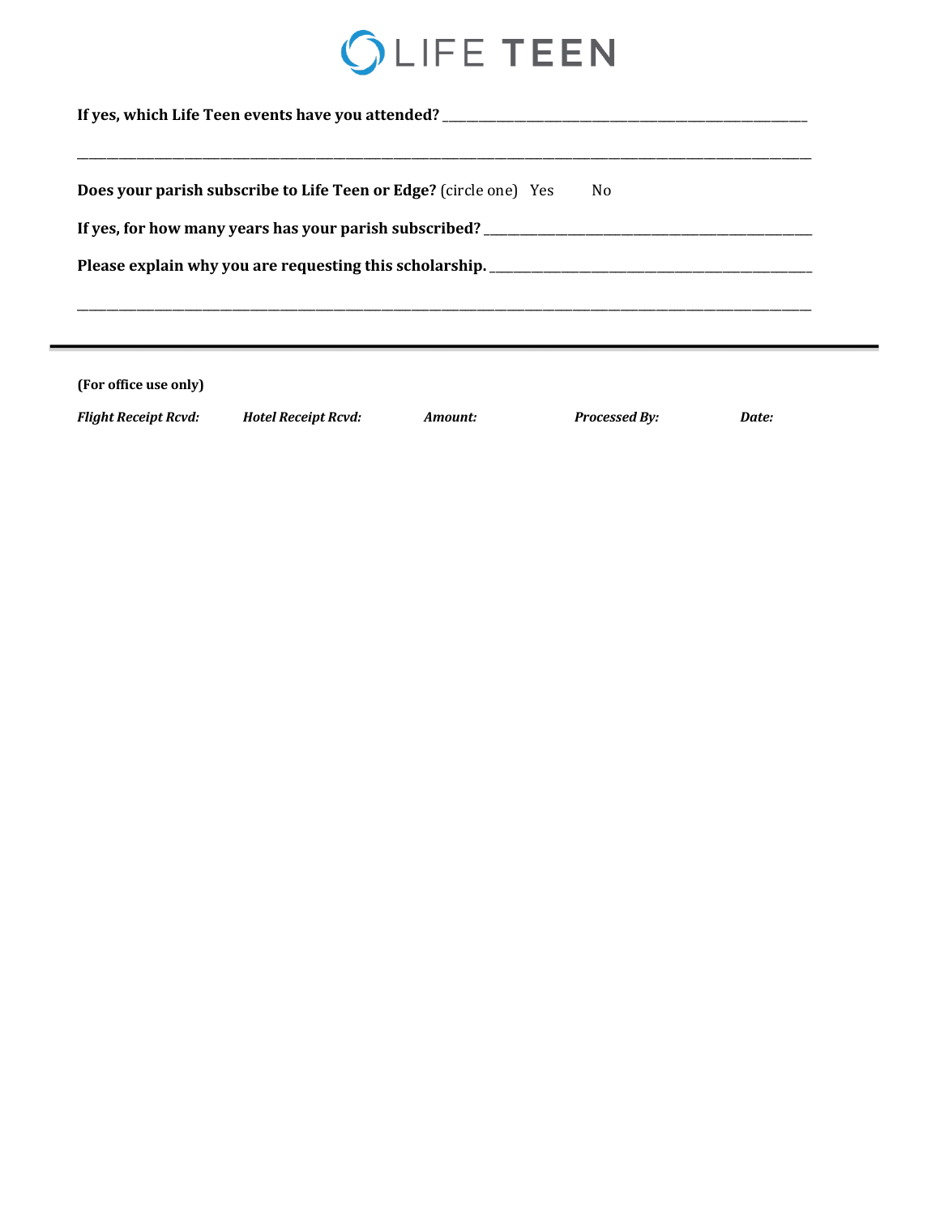**If yes, which Life Teen events have you attended?** ___________________________________________

___________________________________________________________________________________________

**Does your parish subscribe to Life Teen or Edge?** (circle one) Yes No

**If yes, for how many years has your parish subscribed?** ______________________________________

**Please explain why you are requesting this scholarship.** ______________________________________

___________________________________________________________________________________________

---

**(For office use only)**

***Flight Receipt Rcvd:*** ***Hotel Receipt Rcvd:*** ***Amount:*** ***Processed By:*** ***Date:***